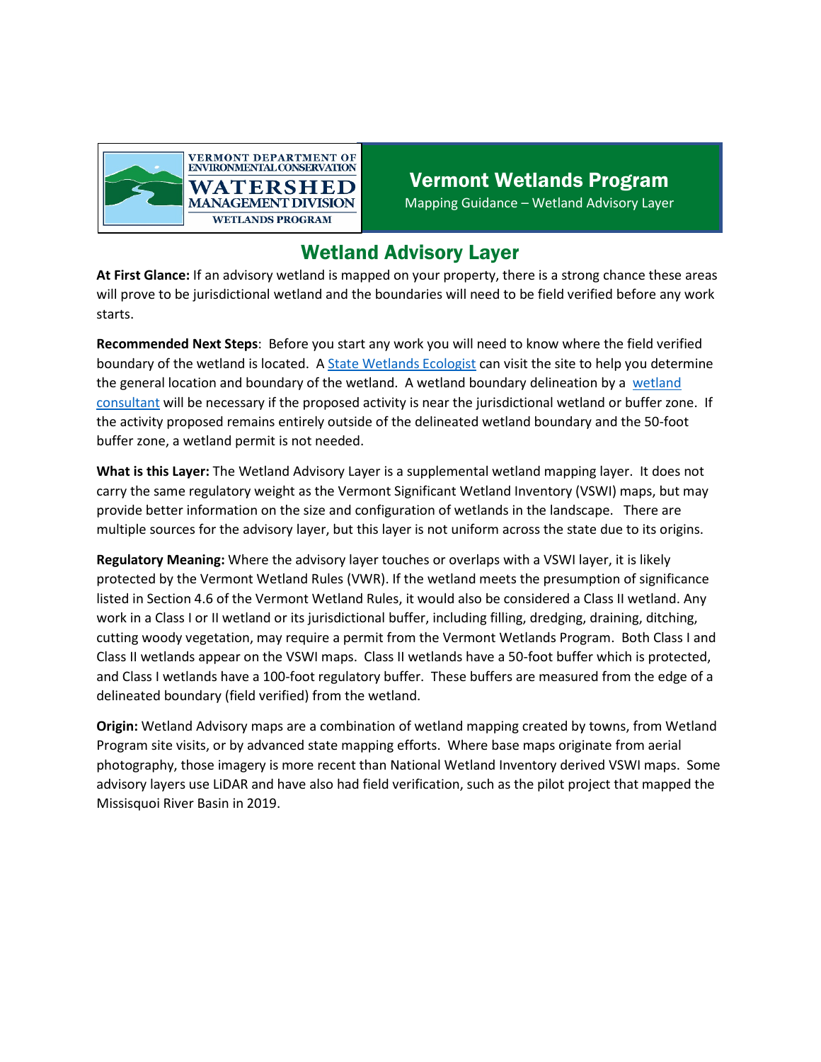VERMONT DEPARTMENT OF ENVIRONMENTAL CONSERVATION
WATERSHED MANAGEMENT DIVISION
WETLANDS PROGRAM

# Vermont Wetlands Program

Mapping Guidance – Wetland Advisory Layer

## Wetland Advisory Layer

**At First Glance:** If an advisory wetland is mapped on your property, there is a strong chance these areas will prove to be jurisdictional wetland and the boundaries will need to be field verified before any work starts.

**Recommended Next Steps**: Before you start any work you will need to know where the field verified boundary of the wetland is located. A State Wetlands Ecologist can visit the site to help you determine the general location and boundary of the wetland. A wetland boundary delineation by a wetland consultant will be necessary if the proposed activity is near the jurisdictional wetland or buffer zone. If the activity proposed remains entirely outside of the delineated wetland boundary and the 50-foot buffer zone, a wetland permit is not needed.

**What is this Layer:** The Wetland Advisory Layer is a supplemental wetland mapping layer. It does not carry the same regulatory weight as the Vermont Significant Wetland Inventory (VSWI) maps, but may provide better information on the size and configuration of wetlands in the landscape. There are multiple sources for the advisory layer, but this layer is not uniform across the state due to its origins.

**Regulatory Meaning:** Where the advisory layer touches or overlaps with a VSWI layer, it is likely protected by the Vermont Wetland Rules (VWR). If the wetland meets the presumption of significance listed in Section 4.6 of the Vermont Wetland Rules, it would also be considered a Class II wetland. Any work in a Class I or II wetland or its jurisdictional buffer, including filling, dredging, draining, ditching, cutting woody vegetation, may require a permit from the Vermont Wetlands Program. Both Class I and Class II wetlands appear on the VSWI maps. Class II wetlands have a 50-foot buffer which is protected, and Class I wetlands have a 100-foot regulatory buffer. These buffers are measured from the edge of a delineated boundary (field verified) from the wetland.

**Origin:** Wetland Advisory maps are a combination of wetland mapping created by towns, from Wetland Program site visits, or by advanced state mapping efforts. Where base maps originate from aerial photography, those imagery is more recent than National Wetland Inventory derived VSWI maps. Some advisory layers use LiDAR and have also had field verification, such as the pilot project that mapped the Missisquoi River Basin in 2019.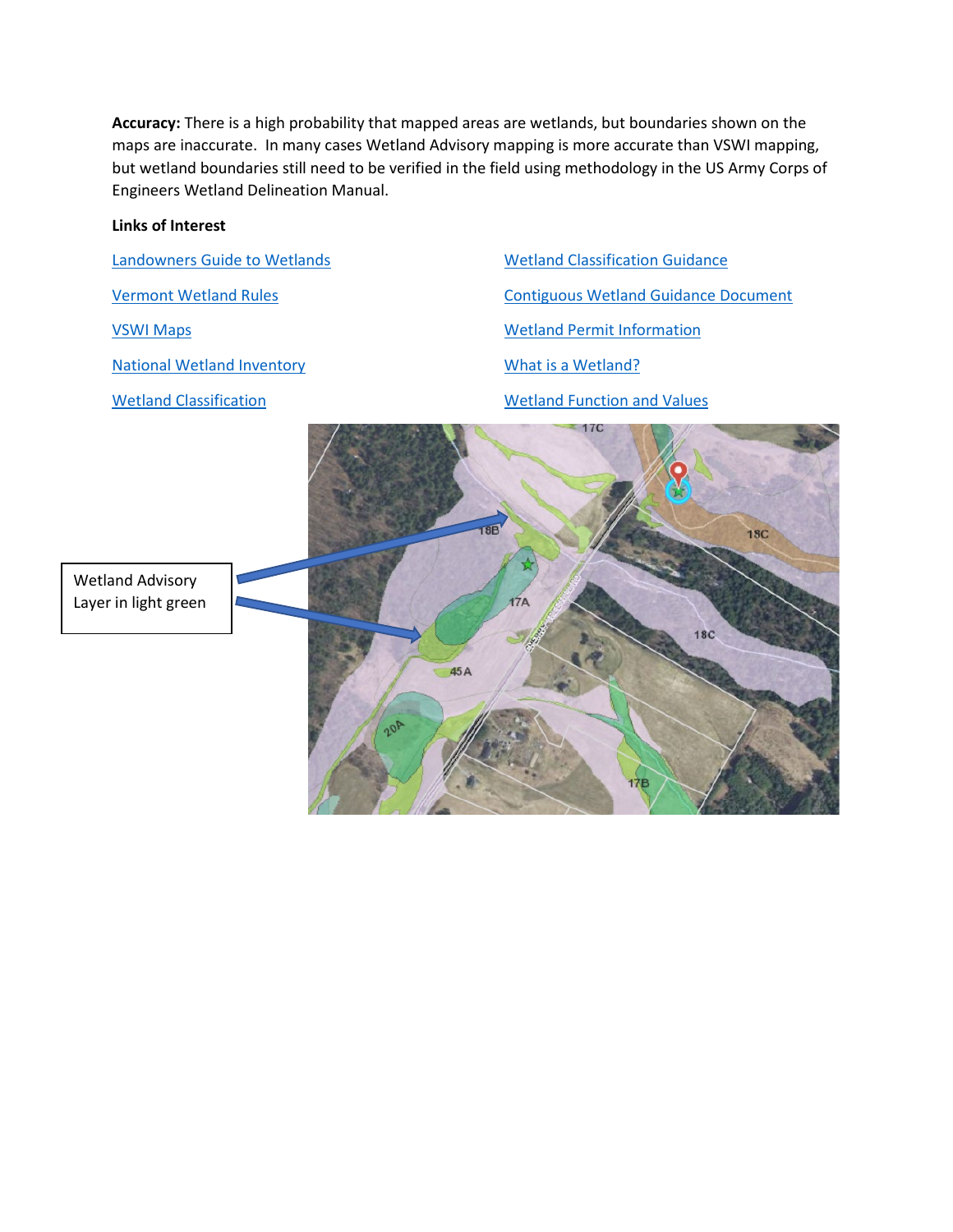**Accuracy:** There is a high probability that mapped areas are wetlands, but boundaries shown on the maps are inaccurate. In many cases Wetland Advisory mapping is more accurate than VSWI mapping, but wetland boundaries still need to be verified in the field using methodology in the US Army Corps of Engineers Wetland Delineation Manual.

**Links of Interest**

- Landowners Guide to Wetlands
- Vermont Wetland Rules
- VSWI Maps
- National Wetland Inventory
- Wetland Classification
- Wetland Classification Guidance
- Contiguous Wetland Guidance Document
- Wetland Permit Information
- What is a Wetland?
- Wetland Function and Values

Wetland Advisory Layer in light green

17C
18B
18C
17A
18C
45A
20A
17B